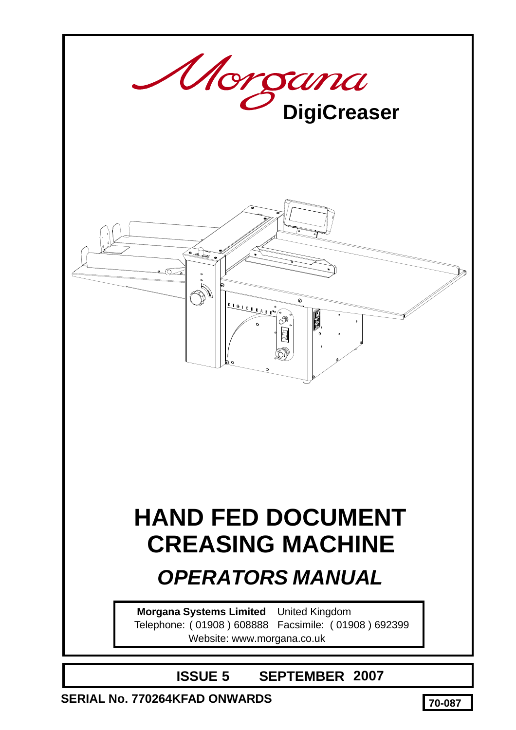Morgana

**DigiCreaser**

# HAND FED DOCUMENT CREASING MACHINE

## *OPERATORS MANUAL*

**Morgana Systems Limited** United Kingdom
Telephone: ( 01908 ) 608888 Facsimile: ( 01908 ) 692399
Website: www.morgana.co.uk

**ISSUE 5 SEPTEMBER 2007**

**SERIAL No. 770264KFAD ONWARDS**

**70-087**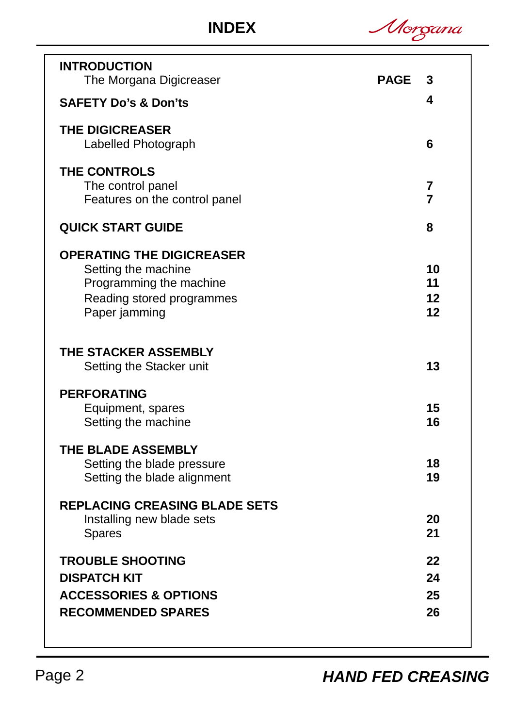# INDEX

| | PAGE |
|---|---|
| **INTRODUCTION** | |
| The Morgana Digicreaser | **3** |
| **SAFETY Do's & Don'ts** | **4** |
| **THE DIGICREASER** | |
| Labelled Photograph | **6** |
| **THE CONTROLS** | |
| The control panel | **7** |
| Features on the control panel | **7** |
| **QUICK START GUIDE** | **8** |
| **OPERATING THE DIGICREASER** | |
| Setting the machine | **10** |
| Programming the machine | **11** |
| Reading stored programmes | **12** |
| Paper jamming | **12** |
| **THE STACKER ASSEMBLY** | |
| Setting the Stacker unit | **13** |
| **PERFORATING** | |
| Equipment, spares | **15** |
| Setting the machine | **16** |
| **THE BLADE ASSEMBLY** | |
| Setting the blade pressure | **18** |
| Setting the blade alignment | **19** |
| **REPLACING CREASING BLADE SETS** | |
| Installing new blade sets | **20** |
| Spares | **21** |
| **TROUBLE SHOOTING** | **22** |
| **DISPATCH KIT** | **24** |
| **ACCESSORIES & OPTIONS** | **25** |
| **RECOMMENDED SPARES** | **26** |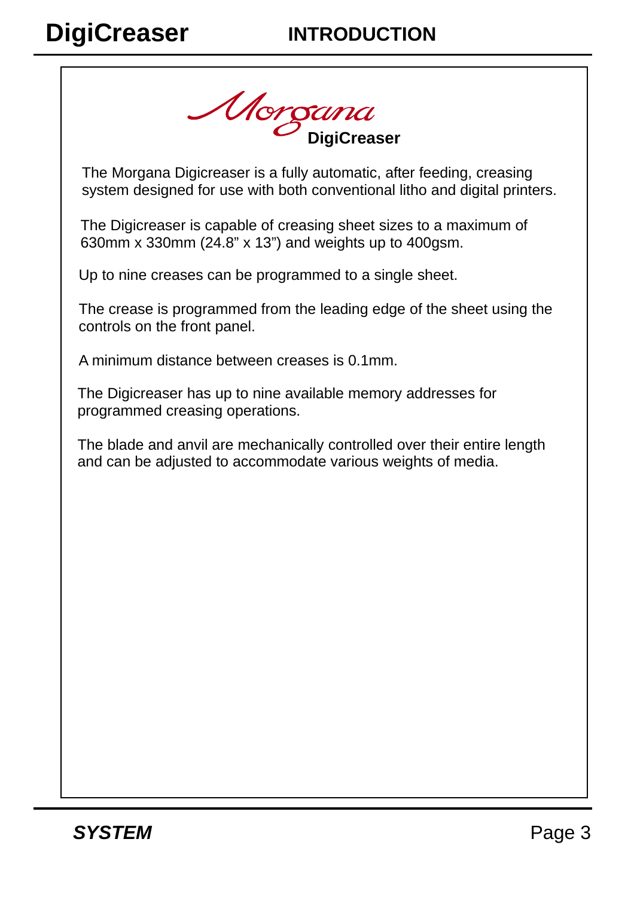# INTRODUCTION

Morgana
**DigiCreaser**

The Morgana Digicreaser is a fully automatic, after feeding, creasing system designed for use with both conventional litho and digital printers.

The Digicreaser is capable of creasing sheet sizes to a maximum of 630mm x 330mm (24.8" x 13") and weights up to 400gsm.

Up to nine creases can be programmed to a single sheet.

The crease is programmed from the leading edge of the sheet using the controls on the front panel.

A minimum distance between creases is 0.1mm.

The Digicreaser has up to nine available memory addresses for programmed creasing operations.

The blade and anvil are mechanically controlled over their entire length and can be adjusted to accommodate various weights of media.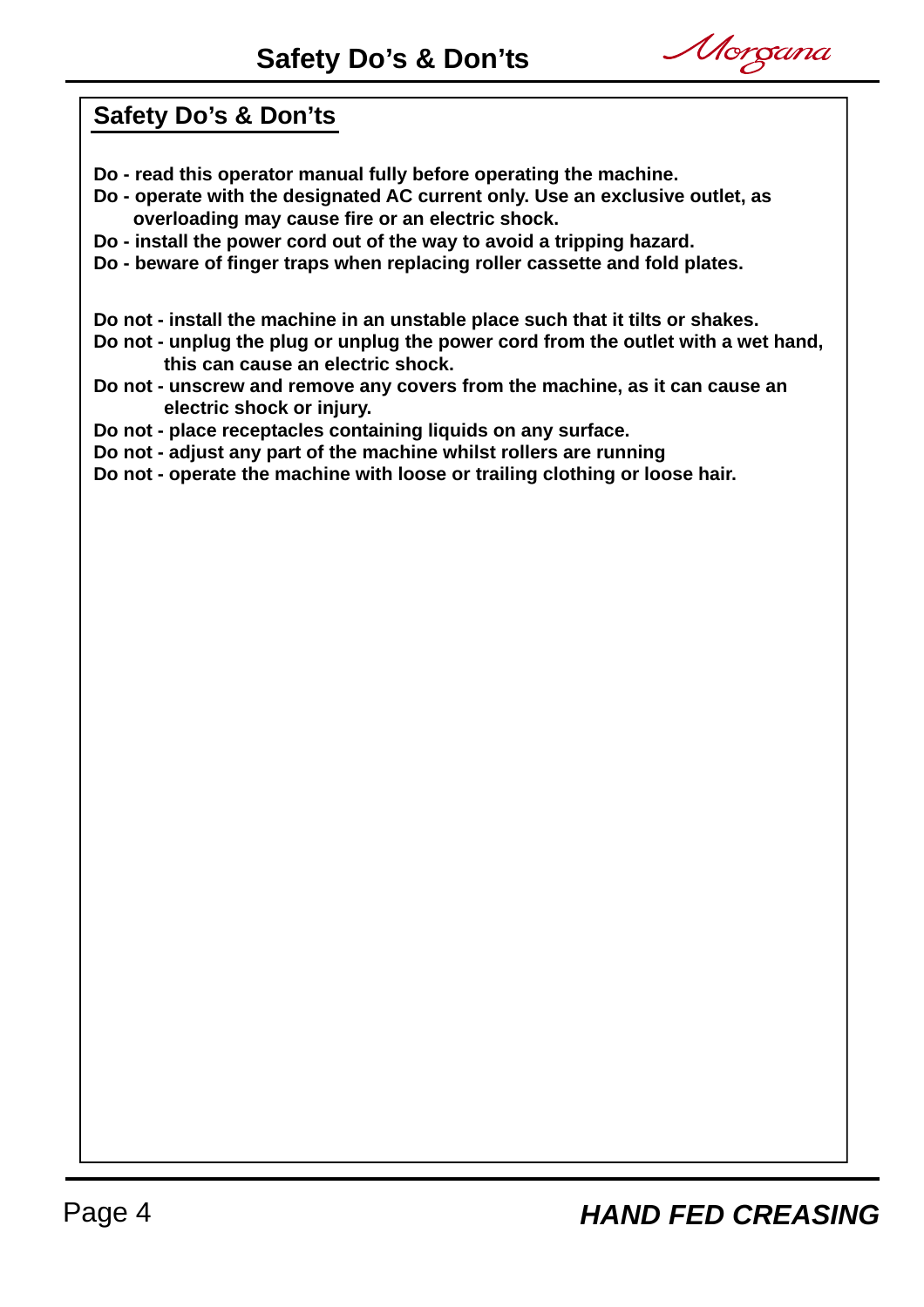## Safety Do's & Don'ts

**Do - read this operator manual fully before operating the machine.**
**Do - operate with the designated AC current only. Use an exclusive outlet, as overloading may cause fire or an electric shock.**
**Do - install the power cord out of the way to avoid a tripping hazard.**
**Do - beware of finger traps when replacing roller cassette and fold plates.**

**Do not - install the machine in an unstable place such that it tilts or shakes.**
**Do not - unplug the plug or unplug the power cord from the outlet with a wet hand, this can cause an electric shock.**
**Do not - unscrew and remove any covers from the machine, as it can cause an electric shock or injury.**
**Do not - place receptacles containing liquids on any surface.**
**Do not - adjust any part of the machine whilst rollers are running**
**Do not - operate the machine with loose or trailing clothing or loose hair.**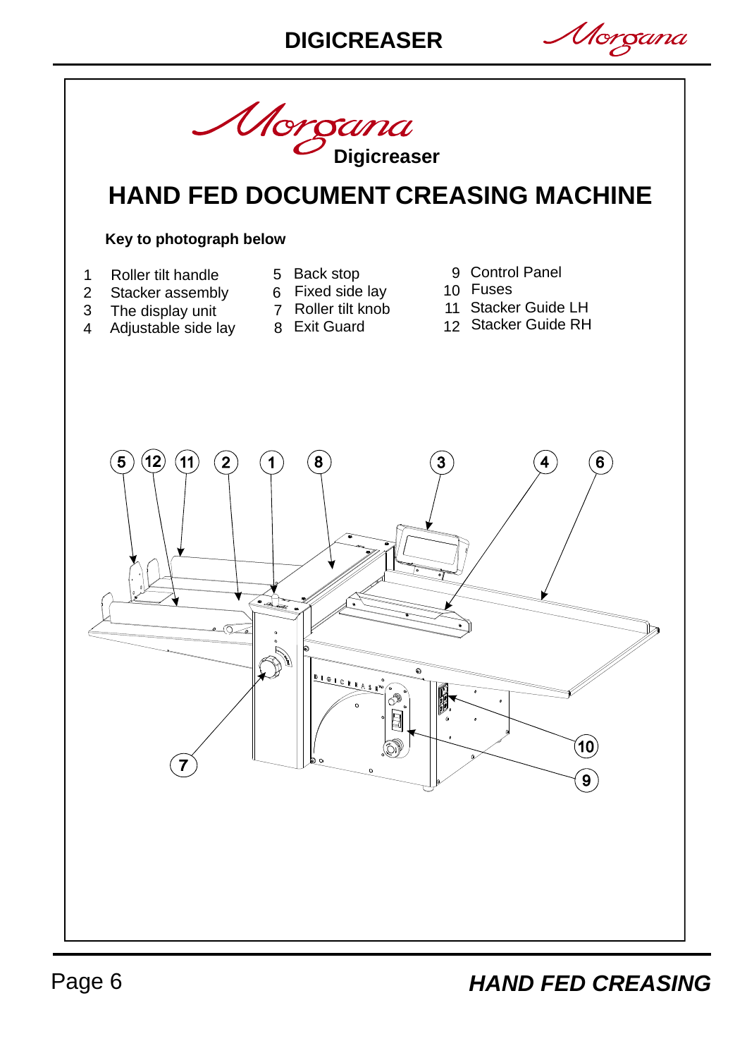Morgana Digicreaser

# HAND FED DOCUMENT CREASING MACHINE

**Key to photograph below**

1. Roller tilt handle
2. Stacker assembly
3. The display unit
4. Adjustable side lay
5. Back stop
6. Fixed side lay
7. Roller tilt knob
8. Exit Guard
9. Control Panel
10. Fuses
11. Stacker Guide LH
12. Stacker Guide RH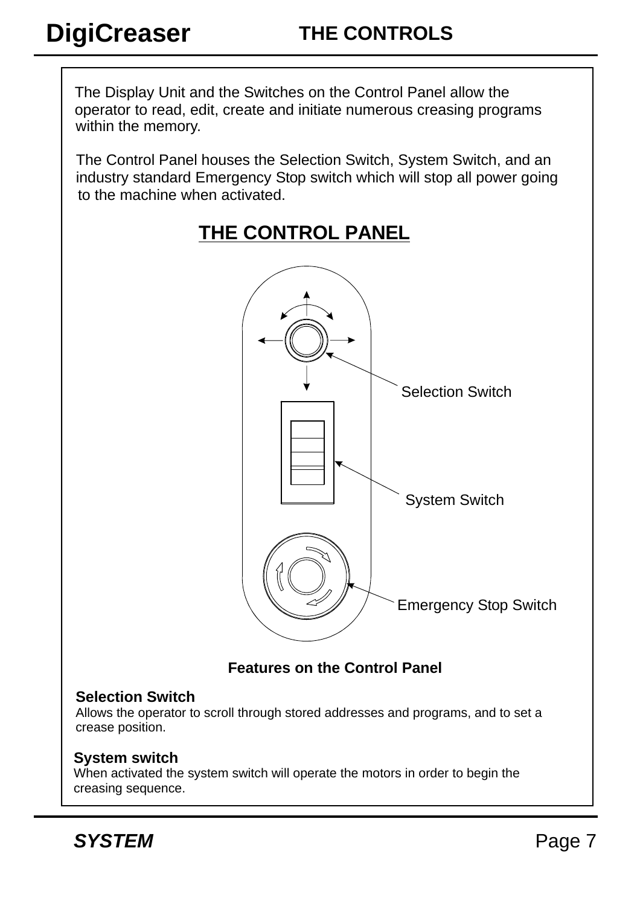## THE CONTROLS

The Display Unit and the Switches on the Control Panel allow the operator to read, edit, create and initiate numerous creasing programs within the memory.

The Control Panel houses the Selection Switch, System Switch, and an industry standard Emergency Stop switch which will stop all power going to the machine when activated.

### THE CONTROL PANEL

Selection Switch

System Switch

Emergency Stop Switch

**Features on the Control Panel**

**Selection Switch**
Allows the operator to scroll through stored addresses and programs, and to set a crease position.

**System switch**
When activated the system switch will operate the motors in order to begin the creasing sequence.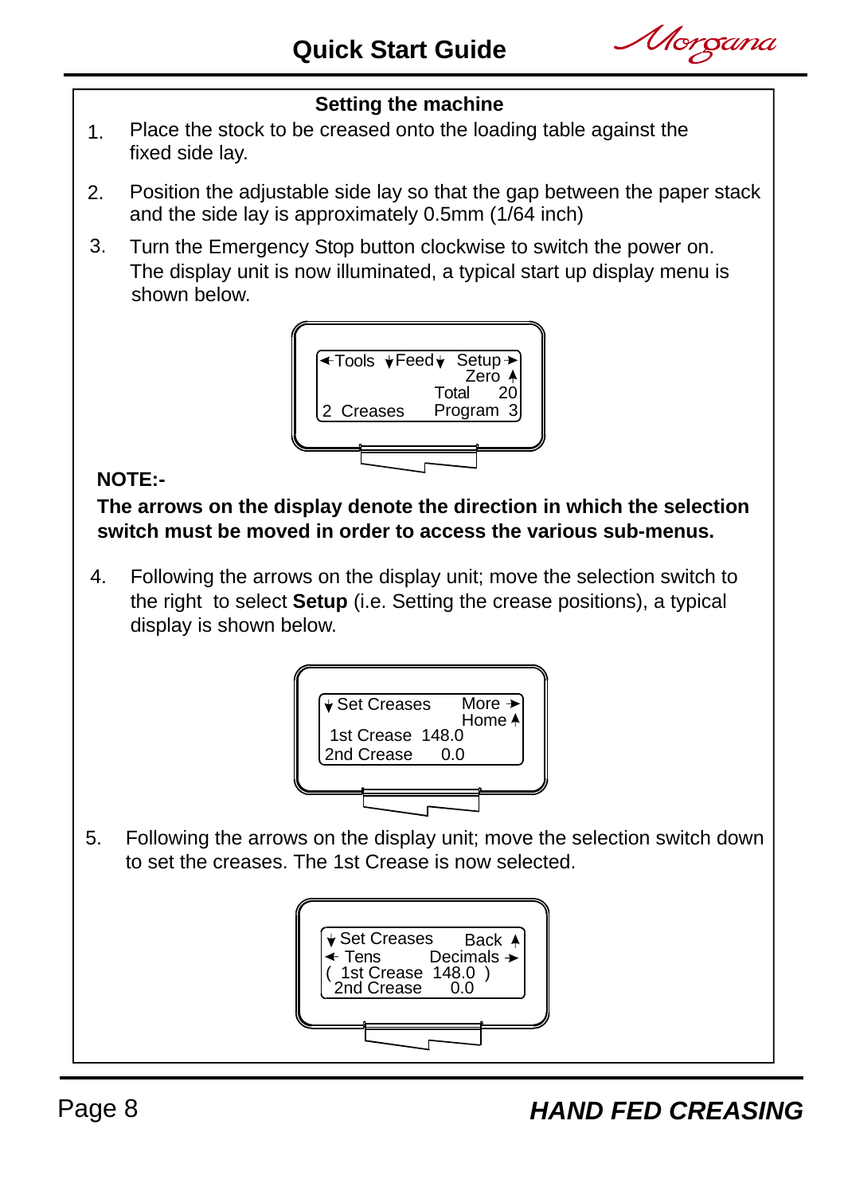## Setting the machine

1. Place the stock to be creased onto the loading table against the fixed side lay.

2. Position the adjustable side lay so that the gap between the paper stack and the side lay is approximately 0.5mm (1/64 inch)

3. Turn the Emergency Stop button clockwise to switch the power on. The display unit is now illuminated, a typical start up display menu is shown below.

```
←Tools  ↓Feed↓  Setup→
                 Zero ↑
               Total   20
2 Creases      Program  3
```

**NOTE:-**

**The arrows on the display denote the direction in which the selection switch must be moved in order to access the various sub-menus.**

4. Following the arrows on the display unit; move the selection switch to the right to select **Setup** (i.e. Setting the crease positions), a typical display is shown below.

```
↓Set Creases     More →
                 Home ↑
 1st Crease  148.0
2nd Crease      0.0
```

5. Following the arrows on the display unit; move the selection switch down to set the creases. The 1st Crease is now selected.

```
↓Set Creases     Back ↑
← Tens       Decimals →
( 1st Crease  148.0  )
 2nd Crease      0.0
```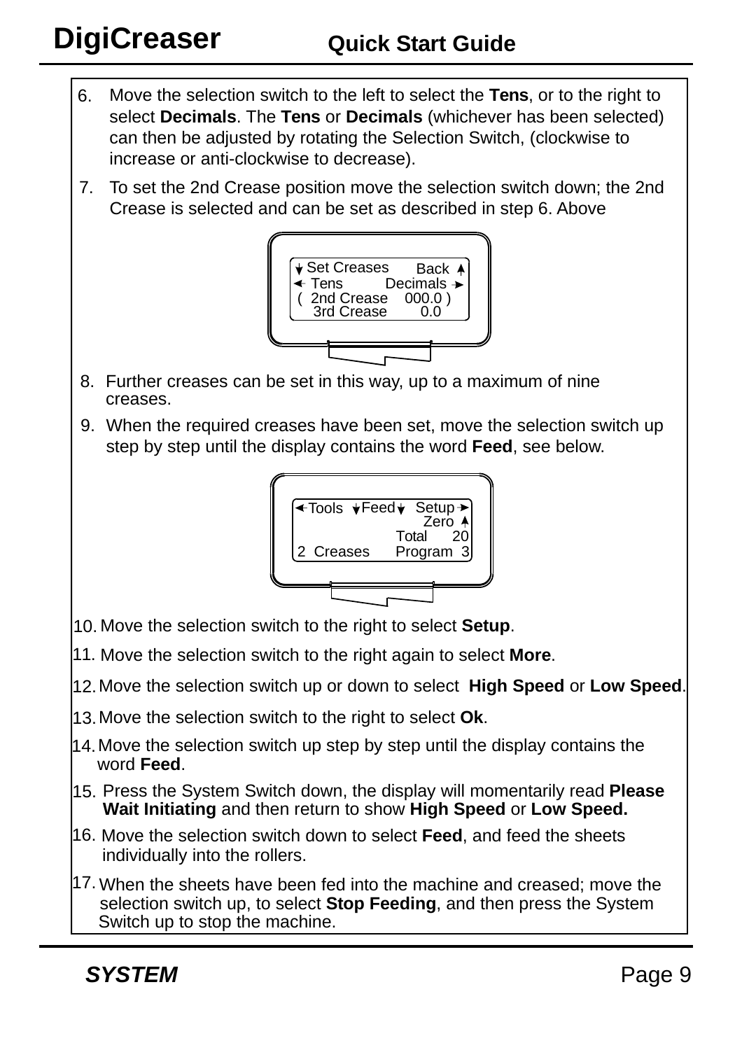6. Move the selection switch to the left to select the **Tens**, or to the right to select **Decimals**. The **Tens** or **Decimals** (whichever has been selected) can then be adjusted by rotating the Selection Switch, (clockwise to increase or anti-clockwise to decrease).
7. To set the 2nd Crease position move the selection switch down; the 2nd Crease is selected and can be set as described in step 6. Above

```
▼ Set Creases      Back ▲
◄ Tens          Decimals ►
( 2nd Crease    000.0 )
  3rd Crease      0.0
```

8. Further creases can be set in this way, up to a maximum of nine creases.
9. When the required creases have been set, move the selection switch up step by step until the display contains the word **Feed**, see below.

```
◄Tools  ▼Feed▼  Setup►
                 Zero ▲
              Total   20
2  Creases    Program  3
```

10. Move the selection switch to the right to select **Setup**.
11. Move the selection switch to the right again to select **More**.
12. Move the selection switch up or down to select **High Speed** or **Low Speed**.
13. Move the selection switch to the right to select **Ok**.
14. Move the selection switch up step by step until the display contains the word **Feed**.
15. Press the System Switch down, the display will momentarily read **Please Wait Initiating** and then return to show **High Speed** or **Low Speed.**
16. Move the selection switch down to select **Feed**, and feed the sheets individually into the rollers.
17. When the sheets have been fed into the machine and creased; move the selection switch up, to select **Stop Feeding**, and then press the System Switch up to stop the machine.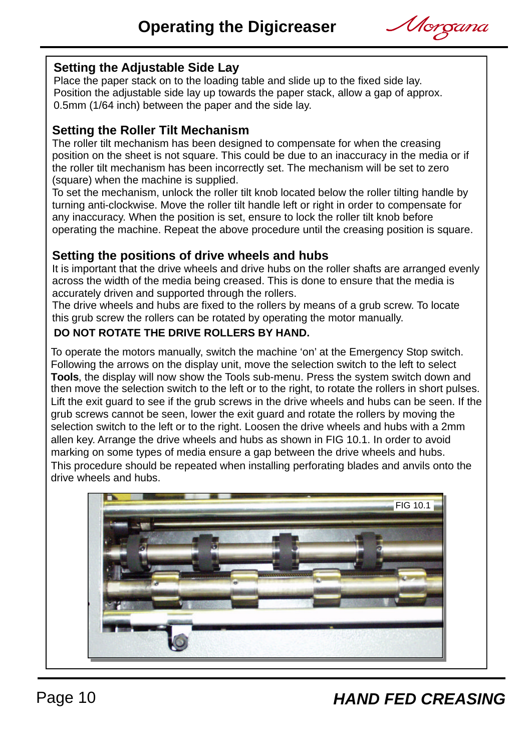# Operating the Digicreaser

## Setting the Adjustable Side Lay

Place the paper stack on to the loading table and slide up to the fixed side lay. Position the adjustable side lay up towards the paper stack, allow a gap of approx. 0.5mm (1/64 inch) between the paper and the side lay.

## Setting the Roller Tilt Mechanism

The roller tilt mechanism has been designed to compensate for when the creasing position on the sheet is not square. This could be due to an inaccuracy in the media or if the roller tilt mechanism has been incorrectly set. The mechanism will be set to zero (square) when the machine is supplied.

To set the mechanism, unlock the roller tilt knob located below the roller tilting handle by turning anti-clockwise. Move the roller tilt handle left or right in order to compensate for any inaccuracy. When the position is set, ensure to lock the roller tilt knob before operating the machine. Repeat the above procedure until the creasing position is square.

## Setting the positions of drive wheels and hubs

It is important that the drive wheels and drive hubs on the roller shafts are arranged evenly across the width of the media being creased. This is done to ensure that the media is accurately driven and supported through the rollers.

The drive wheels and hubs are fixed to the rollers by means of a grub screw. To locate this grub screw the rollers can be rotated by operating the motor manually.

**DO NOT ROTATE THE DRIVE ROLLERS BY HAND.**

To operate the motors manually, switch the machine 'on' at the Emergency Stop switch. Following the arrows on the display unit, move the selection switch to the left to select **Tools**, the display will now show the Tools sub-menu. Press the system switch down and then move the selection switch to the left or to the right, to rotate the rollers in short pulses. Lift the exit guard to see if the grub screws in the drive wheels and hubs can be seen. If the grub screws cannot be seen, lower the exit guard and rotate the rollers by moving the selection switch to the left or to the right. Loosen the drive wheels and hubs with a 2mm allen key. Arrange the drive wheels and hubs as shown in FIG 10.1. In order to avoid marking on some types of media ensure a gap between the drive wheels and hubs.

This procedure should be repeated when installing perforating blades and anvils onto the drive wheels and hubs.

FIG 10.1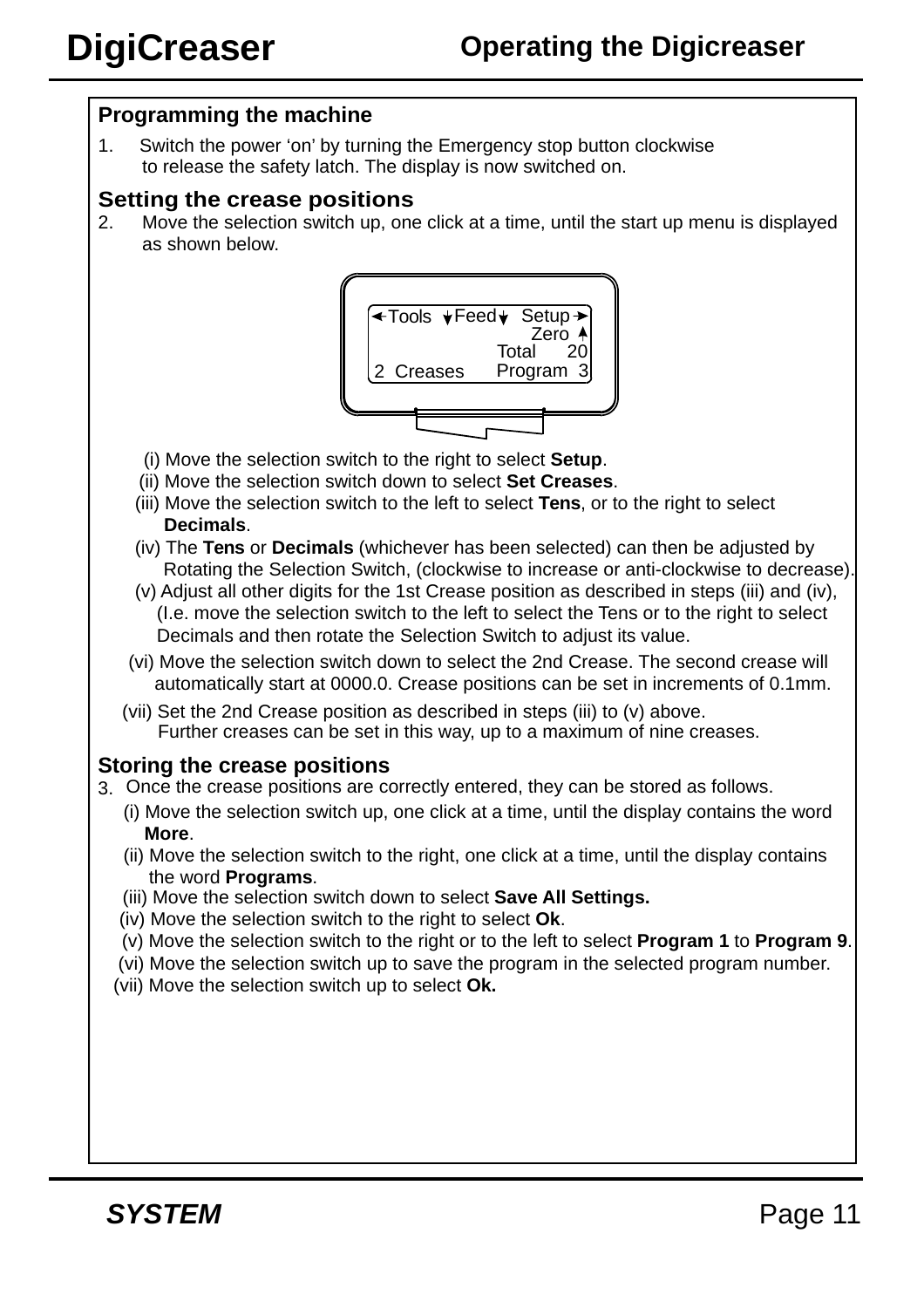## Operating the Digicreaser

### Programming the machine

1. Switch the power 'on' by turning the Emergency stop button clockwise to release the safety latch. The display is now switched on.

### Setting the crease positions

2. Move the selection switch up, one click at a time, until the start up menu is displayed as shown below.

```
←Tools ↓Feed↓  Setup→
                Zero ↑
              Total   20
2 Creases     Program  3
```

   (i) Move the selection switch to the right to select **Setup**.
   (ii) Move the selection switch down to select **Set Creases**.
   (iii) Move the selection switch to the left to select **Tens**, or to the right to select **Decimals**.
   (iv) The **Tens** or **Decimals** (whichever has been selected) can then be adjusted by Rotating the Selection Switch, (clockwise to increase or anti-clockwise to decrease).
   (v) Adjust all other digits for the 1st Crease position as described in steps (iii) and (iv), (I.e. move the selection switch to the left to select the Tens or to the right to select Decimals and then rotate the Selection Switch to adjust its value.
   (vi) Move the selection switch down to select the 2nd Crease. The second crease will automatically start at 0000.0. Crease positions can be set in increments of 0.1mm.
   (vii) Set the 2nd Crease position as described in steps (iii) to (v) above. Further creases can be set in this way, up to a maximum of nine creases.

### Storing the crease positions

3. Once the crease positions are correctly entered, they can be stored as follows.
   (i) Move the selection switch up, one click at a time, until the display contains the word **More**.
   (ii) Move the selection switch to the right, one click at a time, until the display contains the word **Programs**.
   (iii) Move the selection switch down to select **Save All Settings.**
   (iv) Move the selection switch to the right to select **Ok**.
   (v) Move the selection switch to the right or to the left to select **Program 1** to **Program 9**.
   (vi) Move the selection switch up to save the program in the selected program number.
   (vii) Move the selection switch up to select **Ok.**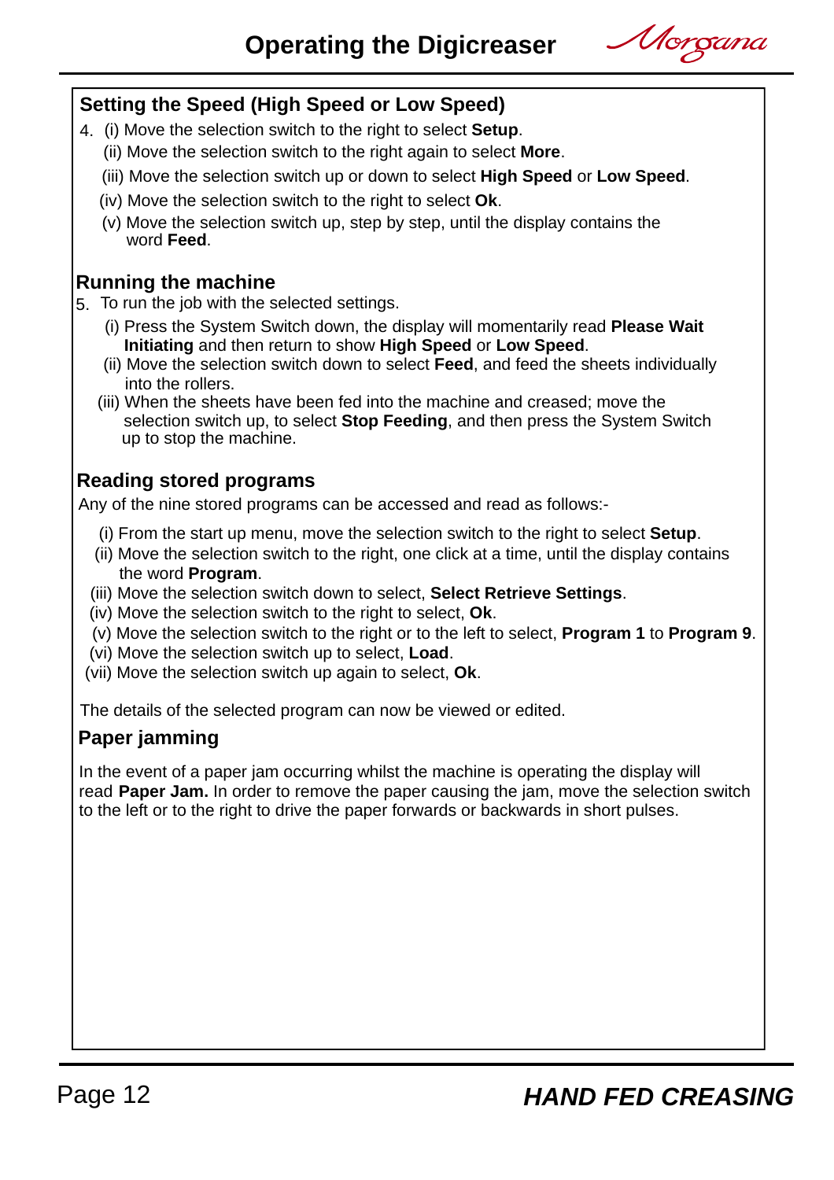## Setting the Speed (High Speed or Low Speed)

4. (i) Move the selection switch to the right to select **Setup**.
   (ii) Move the selection switch to the right again to select **More**.
   (iii) Move the selection switch up or down to select **High Speed** or **Low Speed**.
   (iv) Move the selection switch to the right to select **Ok**.
   (v) Move the selection switch up, step by step, until the display contains the word **Feed**.

## Running the machine

5. To run the job with the selected settings.
   (i) Press the System Switch down, the display will momentarily read **Please Wait Initiating** and then return to show **High Speed** or **Low Speed**.
   (ii) Move the selection switch down to select **Feed**, and feed the sheets individually into the rollers.
   (iii) When the sheets have been fed into the machine and creased; move the selection switch up, to select **Stop Feeding**, and then press the System Switch up to stop the machine.

## Reading stored programs

Any of the nine stored programs can be accessed and read as follows:-

(i) From the start up menu, move the selection switch to the right to select **Setup**.
(ii) Move the selection switch to the right, one click at a time, until the display contains the word **Program**.
(iii) Move the selection switch down to select, **Select Retrieve Settings**.
(iv) Move the selection switch to the right to select, **Ok**.
(v) Move the selection switch to the right or to the left to select, **Program 1** to **Program 9**.
(vi) Move the selection switch up to select, **Load**.
(vii) Move the selection switch up again to select, **Ok**.

The details of the selected program can now be viewed or edited.

## Paper jamming

In the event of a paper jam occurring whilst the machine is operating the display will read **Paper Jam.** In order to remove the paper causing the jam, move the selection switch to the left or to the right to drive the paper forwards or backwards in short pulses.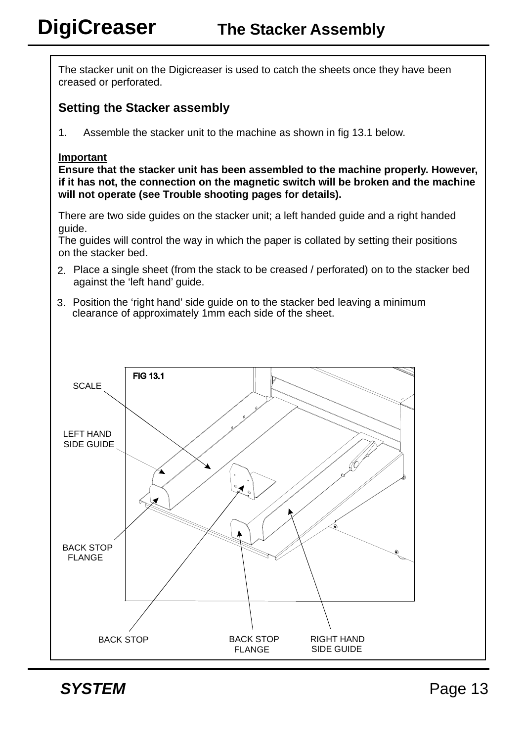# The Stacker Assembly

The stacker unit on the Digicreaser is used to catch the sheets once they have been creased or perforated.

## Setting the Stacker assembly

1. Assemble the stacker unit to the machine as shown in fig 13.1 below.

**Important**
**Ensure that the stacker unit has been assembled to the machine properly. However, if it has not, the connection on the magnetic switch will be broken and the machine will not operate (see Trouble shooting pages for details).**

There are two side guides on the stacker unit; a left handed guide and a right handed guide.
The guides will control the way in which the paper is collated by setting their positions on the stacker bed.

2. Place a single sheet (from the stack to be creased / perforated) on to the stacker bed against the 'left hand' guide.
3. Position the 'right hand' side guide on to the stacker bed leaving a minimum clearance of approximately 1mm each side of the sheet.

FIG 13.1

SCALE
LEFT HAND SIDE GUIDE
BACK STOP FLANGE
BACK STOP
BACK STOP FLANGE
RIGHT HAND SIDE GUIDE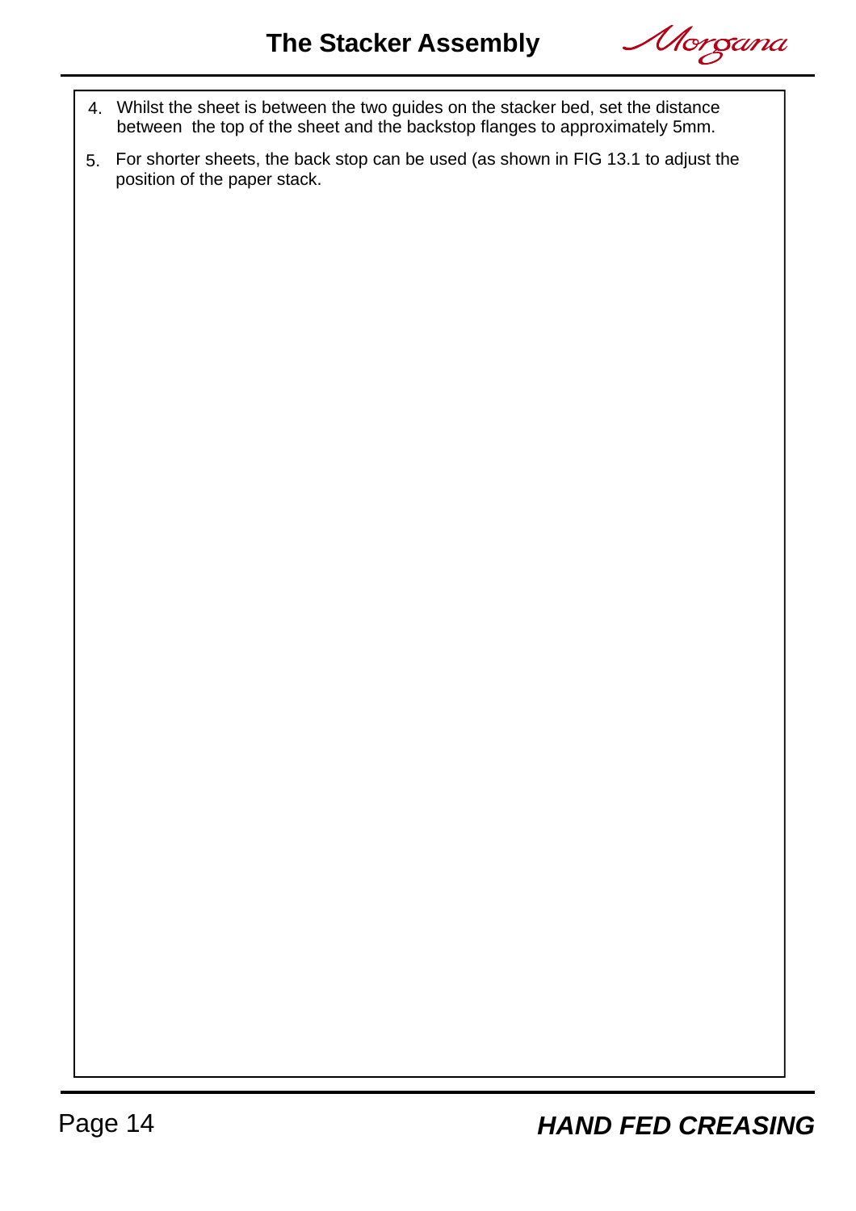# The Stacker Assembly

4. Whilst the sheet is between the two guides on the stacker bed, set the distance between the top of the sheet and the backstop flanges to approximately 5mm.
5. For shorter sheets, the back stop can be used (as shown in FIG 13.1 to adjust the position of the paper stack.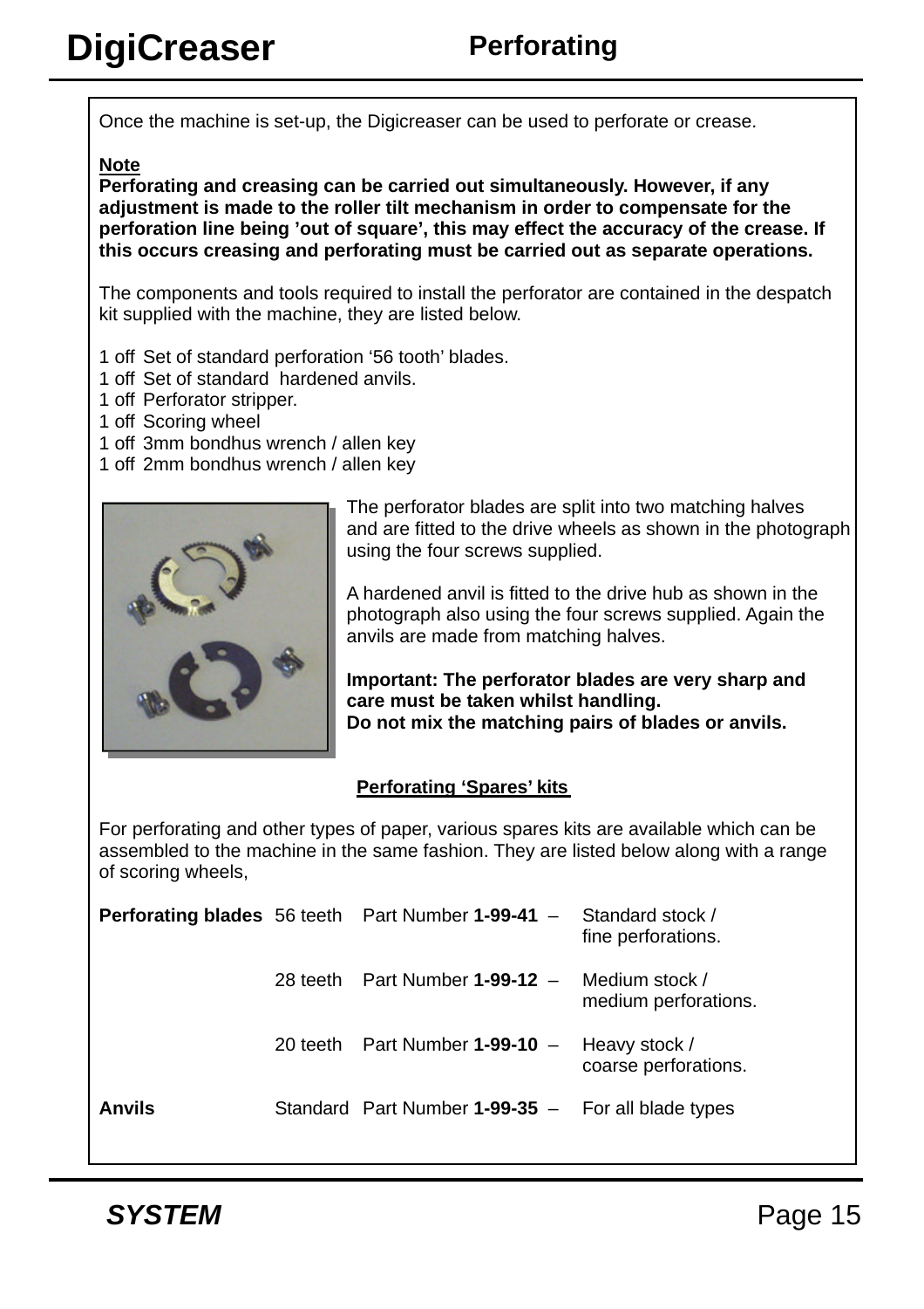## Perforating

Once the machine is set-up, the Digicreaser can be used to perforate or crease.

**Note**
**Perforating and creasing can be carried out simultaneously. However, if any adjustment is made to the roller tilt mechanism in order to compensate for the perforation line being 'out of square', this may effect the accuracy of the crease. If this occurs creasing and perforating must be carried out as separate operations.**

The components and tools required to install the perforator are contained in the despatch kit supplied with the machine, they are listed below.

1 off Set of standard perforation '56 tooth' blades.
1 off Set of standard hardened anvils.
1 off Perforator stripper.
1 off Scoring wheel
1 off 3mm bondhus wrench / allen key
1 off 2mm bondhus wrench / allen key

The perforator blades are split into two matching halves and are fitted to the drive wheels as shown in the photograph using the four screws supplied.

A hardened anvil is fitted to the drive hub as shown in the photograph also using the four screws supplied. Again the anvils are made from matching halves.

**Important: The perforator blades are very sharp and care must be taken whilst handling.**
**Do not mix the matching pairs of blades or anvils.**

### Perforating 'Spares' kits

For perforating and other types of paper, various spares kits are available which can be assembled to the machine in the same fashion. They are listed below along with a range of scoring wheels,

| | | | |
|---|---|---|---|
| **Perforating blades** | 56 teeth | Part Number **1-99-41** – | Standard stock / fine perforations. |
| | 28 teeth | Part Number **1-99-12** – | Medium stock / medium perforations. |
| | 20 teeth | Part Number **1-99-10** – | Heavy stock / coarse perforations. |
| **Anvils** | Standard | Part Number **1-99-35** – | For all blade types |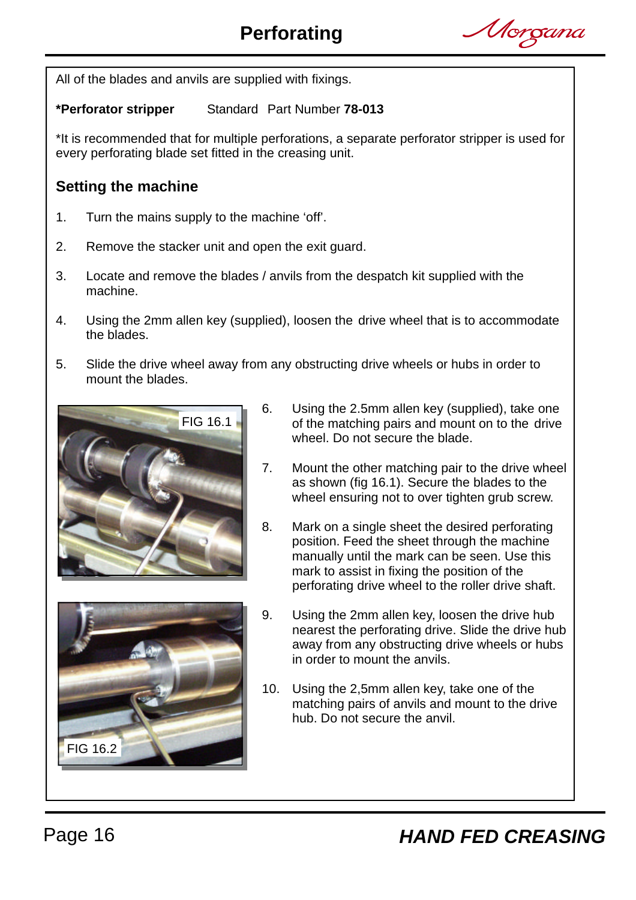All of the blades and anvils are supplied with fixings.

**\*Perforator stripper** Standard Part Number **78-013**

\*It is recommended that for multiple perforations, a separate perforator stripper is used for every perforating blade set fitted in the creasing unit.

## Setting the machine

1. Turn the mains supply to the machine ‘off’.
2. Remove the stacker unit and open the exit guard.
3. Locate and remove the blades / anvils from the despatch kit supplied with the machine.
4. Using the 2mm allen key (supplied), loosen the drive wheel that is to accommodate the blades.
5. Slide the drive wheel away from any obstructing drive wheels or hubs in order to mount the blades.
6. Using the 2.5mm allen key (supplied), take one of the matching pairs and mount on to the drive wheel. Do not secure the blade.
7. Mount the other matching pair to the drive wheel as shown (fig 16.1). Secure the blades to the wheel ensuring not to over tighten grub screw.
8. Mark on a single sheet the desired perforating position. Feed the sheet through the machine manually until the mark can be seen. Use this mark to assist in fixing the position of the perforating drive wheel to the roller drive shaft.
9. Using the 2mm allen key, loosen the drive hub nearest the perforating drive. Slide the drive hub away from any obstructing drive wheels or hubs in order to mount the anvils.
10. Using the 2,5mm allen key, take one of the matching pairs of anvils and mount to the drive hub. Do not secure the anvil.

FIG 16.1

FIG 16.2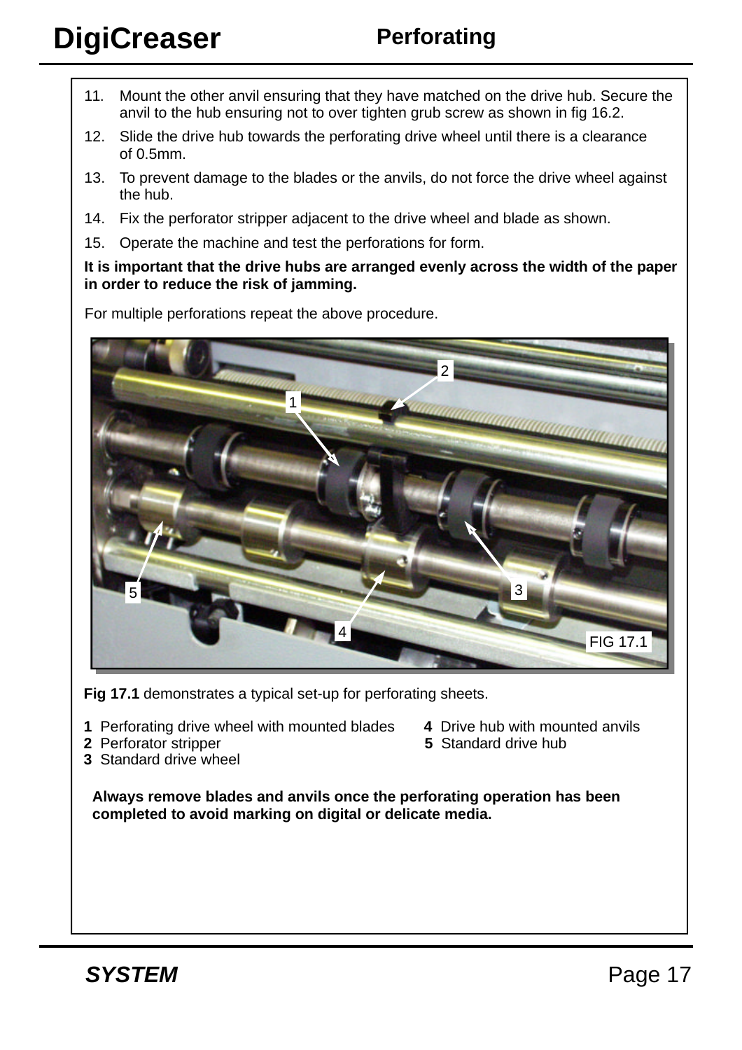## Perforating

11. Mount the other anvil ensuring that they have matched on the drive hub. Secure the anvil to the hub ensuring not to over tighten grub screw as shown in fig 16.2.
12. Slide the drive hub towards the perforating drive wheel until there is a clearance of 0.5mm.
13. To prevent damage to the blades or the anvils, do not force the drive wheel against the hub.
14. Fix the perforator stripper adjacent to the drive wheel and blade as shown.
15. Operate the machine and test the perforations for form.

**It is important that the drive hubs are arranged evenly across the width of the paper in order to reduce the risk of jamming.**

For multiple perforations repeat the above procedure.

FIG 17.1

**Fig 17.1** demonstrates a typical set-up for perforating sheets.

**1** Perforating drive wheel with mounted blades
**2** Perforator stripper
**3** Standard drive wheel
**4** Drive hub with mounted anvils
**5** Standard drive hub

**Always remove blades and anvils once the perforating operation has been completed to avoid marking on digital or delicate media.**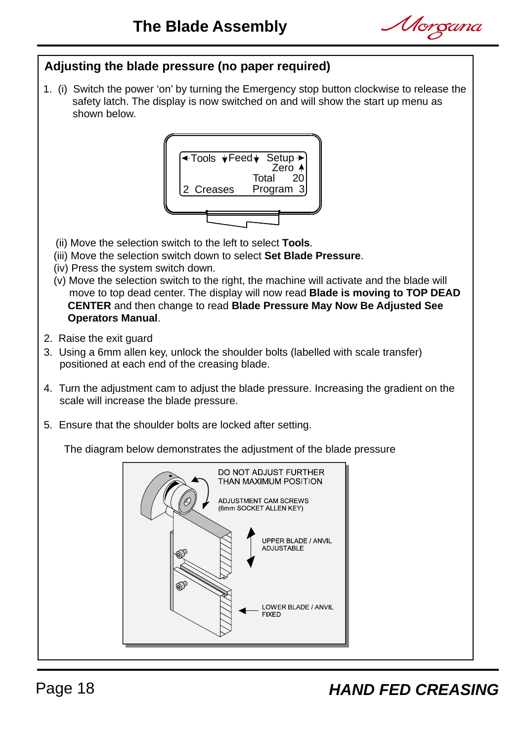# The Blade Assembly

## Adjusting the blade pressure (no paper required)

1. (i) Switch the power 'on' by turning the Emergency stop button clockwise to release the safety latch. The display is now switched on and will show the start up menu as shown below.

```
←Tools  ↓Feed↓  Setup→
                 Zero ↑
           Total    20
2 Creases  Program   3
```

   (ii) Move the selection switch to the left to select **Tools**.
   (iii) Move the selection switch down to select **Set Blade Pressure**.
   (iv) Press the system switch down.
   (v) Move the selection switch to the right, the machine will activate and the blade will move to top dead center. The display will now read **Blade is moving to TOP DEAD CENTER** and then change to read **Blade Pressure May Now Be Adjusted See Operators Manual**.

2. Raise the exit guard
3. Using a 6mm allen key, unlock the shoulder bolts (labelled with scale transfer) positioned at each end of the creasing blade.
4. Turn the adjustment cam to adjust the blade pressure. Increasing the gradient on the scale will increase the blade pressure.
5. Ensure that the shoulder bolts are locked after setting.

The diagram below demonstrates the adjustment of the blade pressure

DO NOT ADJUST FURTHER THAN MAXIMUM POSITION

ADJUSTMENT CAM SCREWS (6mm SOCKET ALLEN KEY)

UPPER BLADE / ANVIL ADJUSTABLE

LOWER BLADE / ANVIL FIXED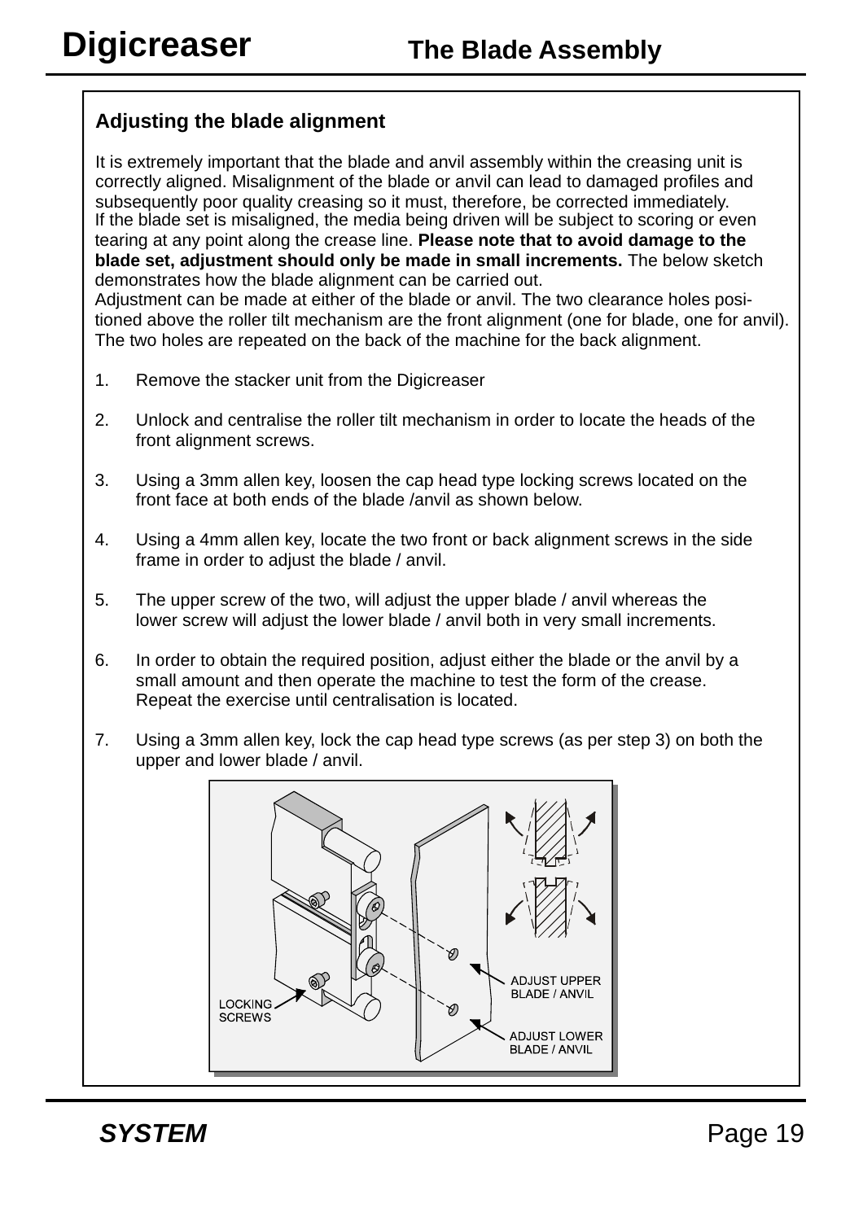## Adjusting the blade alignment

It is extremely important that the blade and anvil assembly within the creasing unit is correctly aligned. Misalignment of the blade or anvil can lead to damaged profiles and subsequently poor quality creasing so it must, therefore, be corrected immediately.
If the blade set is misaligned, the media being driven will be subject to scoring or even tearing at any point along the crease line. **Please note that to avoid damage to the blade set, adjustment should only be made in small increments.** The below sketch demonstrates how the blade alignment can be carried out.
Adjustment can be made at either of the blade or anvil. The two clearance holes positioned above the roller tilt mechanism are the front alignment (one for blade, one for anvil). The two holes are repeated on the back of the machine for the back alignment.

1. Remove the stacker unit from the Digicreaser

2. Unlock and centralise the roller tilt mechanism in order to locate the heads of the front alignment screws.

3. Using a 3mm allen key, loosen the cap head type locking screws located on the front face at both ends of the blade /anvil as shown below.

4. Using a 4mm allen key, locate the two front or back alignment screws in the side frame in order to adjust the blade / anvil.

5. The upper screw of the two, will adjust the upper blade / anvil whereas the lower screw will adjust the lower blade / anvil both in very small increments.

6. In order to obtain the required position, adjust either the blade or the anvil by a small amount and then operate the machine to test the form of the crease. Repeat the exercise until centralisation is located.

7. Using a 3mm allen key, lock the cap head type screws (as per step 3) on both the upper and lower blade / anvil.

LOCKING SCREWS

ADJUST UPPER BLADE / ANVIL

ADJUST LOWER BLADE / ANVIL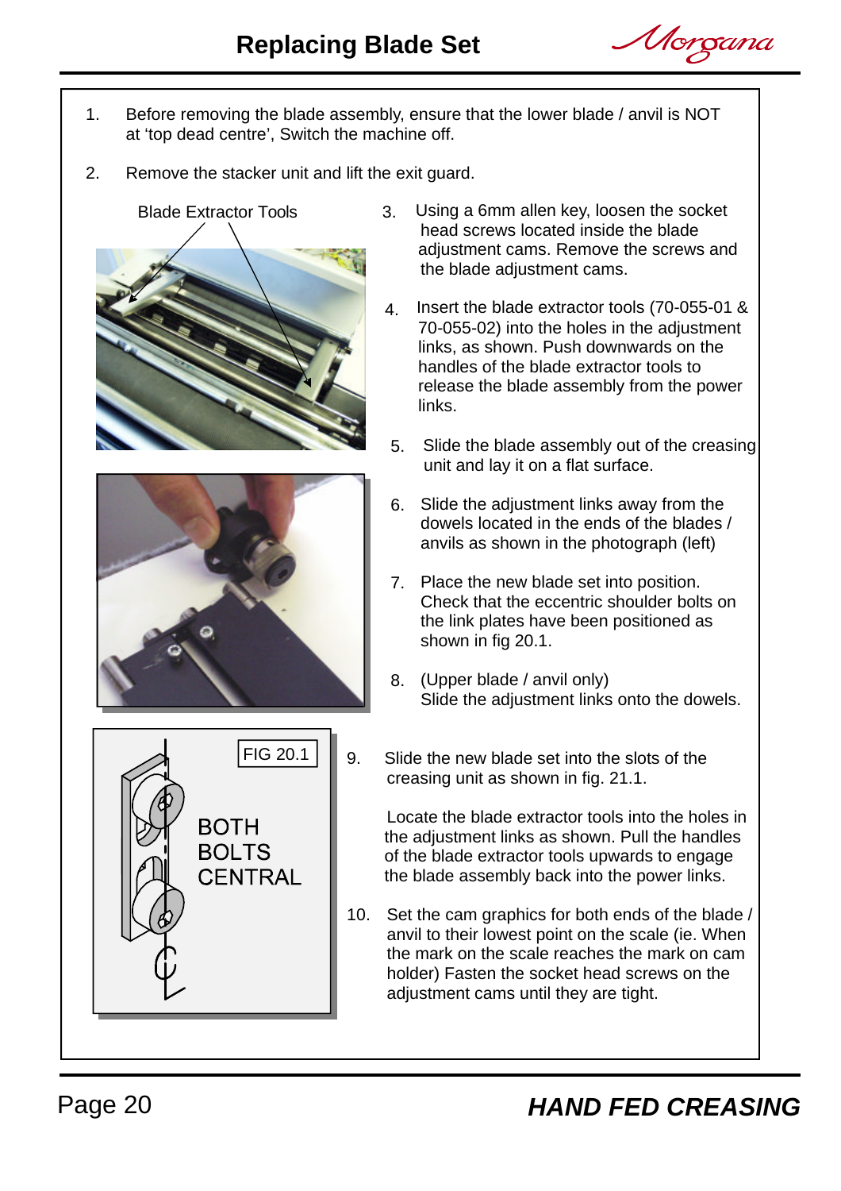# Replacing Blade Set

1. Before removing the blade assembly, ensure that the lower blade / anvil is NOT at 'top dead centre', Switch the machine off.

2. Remove the stacker unit and lift the exit guard.

Blade Extractor Tools

3. Using a 6mm allen key, loosen the socket head screws located inside the blade adjustment cams. Remove the screws and the blade adjustment cams.

4. Insert the blade extractor tools (70-055-01 & 70-055-02) into the holes in the adjustment links, as shown. Push downwards on the handles of the blade extractor tools to release the blade assembly from the power links.

5. Slide the blade assembly out of the creasing unit and lay it on a flat surface.

6. Slide the adjustment links away from the dowels located in the ends of the blades / anvils as shown in the photograph (left)

7. Place the new blade set into position. Check that the eccentric shoulder bolts on the link plates have been positioned as shown in fig 20.1.

8. (Upper blade / anvil only) Slide the adjustment links onto the dowels.

FIG 20.1

BOTH BOLTS CENTRAL

9. Slide the new blade set into the slots of the creasing unit as shown in fig. 21.1.

   Locate the blade extractor tools into the holes in the adjustment links as shown. Pull the handles of the blade extractor tools upwards to engage the blade assembly back into the power links.

10. Set the cam graphics for both ends of the blade / anvil to their lowest point on the scale (ie. When the mark on the scale reaches the mark on cam holder) Fasten the socket head screws on the adjustment cams until they are tight.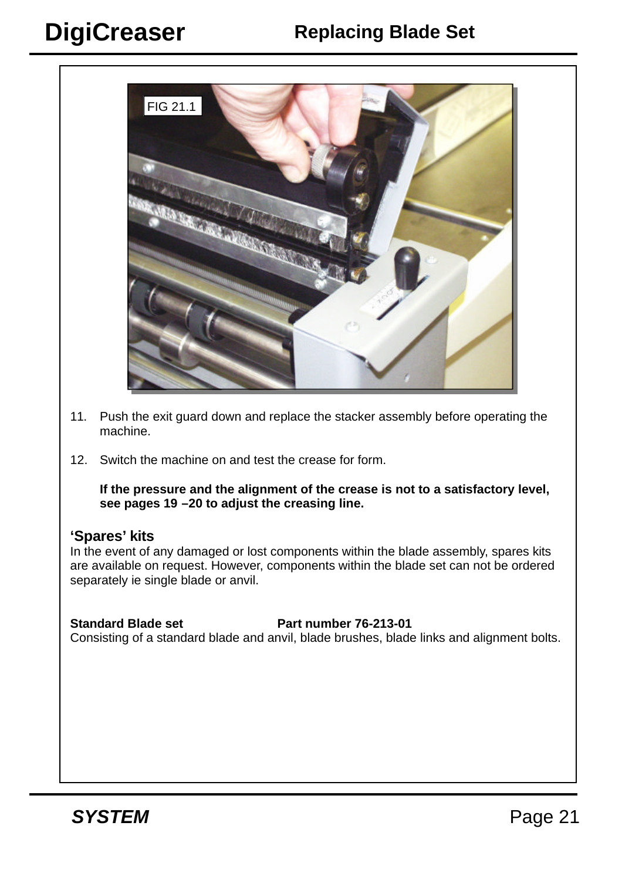# Replacing Blade Set

FIG 21.1

11. Push the exit guard down and replace the stacker assembly before operating the machine.

12. Switch the machine on and test the crease for form.

    **If the pressure and the alignment of the crease is not to a satisfactory level, see pages 19 –20 to adjust the creasing line.**

## ‘Spares’ kits

In the event of any damaged or lost components within the blade assembly, spares kits are available on request. However, components within the blade set can not be ordered separately ie single blade or anvil.

**Standard Blade set** **Part number 76-213-01**
Consisting of a standard blade and anvil, blade brushes, blade links and alignment bolts.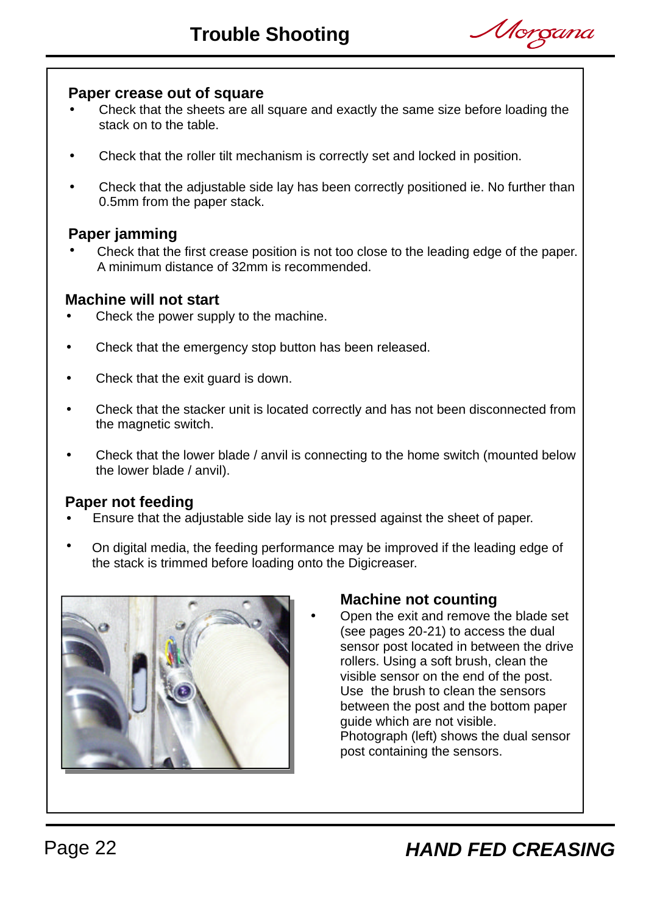# Trouble Shooting

## Paper crease out of square

- Check that the sheets are all square and exactly the same size before loading the stack on to the table.
- Check that the roller tilt mechanism is correctly set and locked in position.
- Check that the adjustable side lay has been correctly positioned ie. No further than 0.5mm from the paper stack.

## Paper jamming

- Check that the first crease position is not too close to the leading edge of the paper. A minimum distance of 32mm is recommended.

## Machine will not start

- Check the power supply to the machine.
- Check that the emergency stop button has been released.
- Check that the exit guard is down.
- Check that the stacker unit is located correctly and has not been disconnected from the magnetic switch.
- Check that the lower blade / anvil is connecting to the home switch (mounted below the lower blade / anvil).

## Paper not feeding

- Ensure that the adjustable side lay is not pressed against the sheet of paper.
- On digital media, the feeding performance may be improved if the leading edge of the stack is trimmed before loading onto the Digicreaser.

## Machine not counting

- Open the exit and remove the blade set (see pages 20-21) to access the dual sensor post located in between the drive rollers. Using a soft brush, clean the visible sensor on the end of the post. Use the brush to clean the sensors between the post and the bottom paper guide which are not visible. Photograph (left) shows the dual sensor post containing the sensors.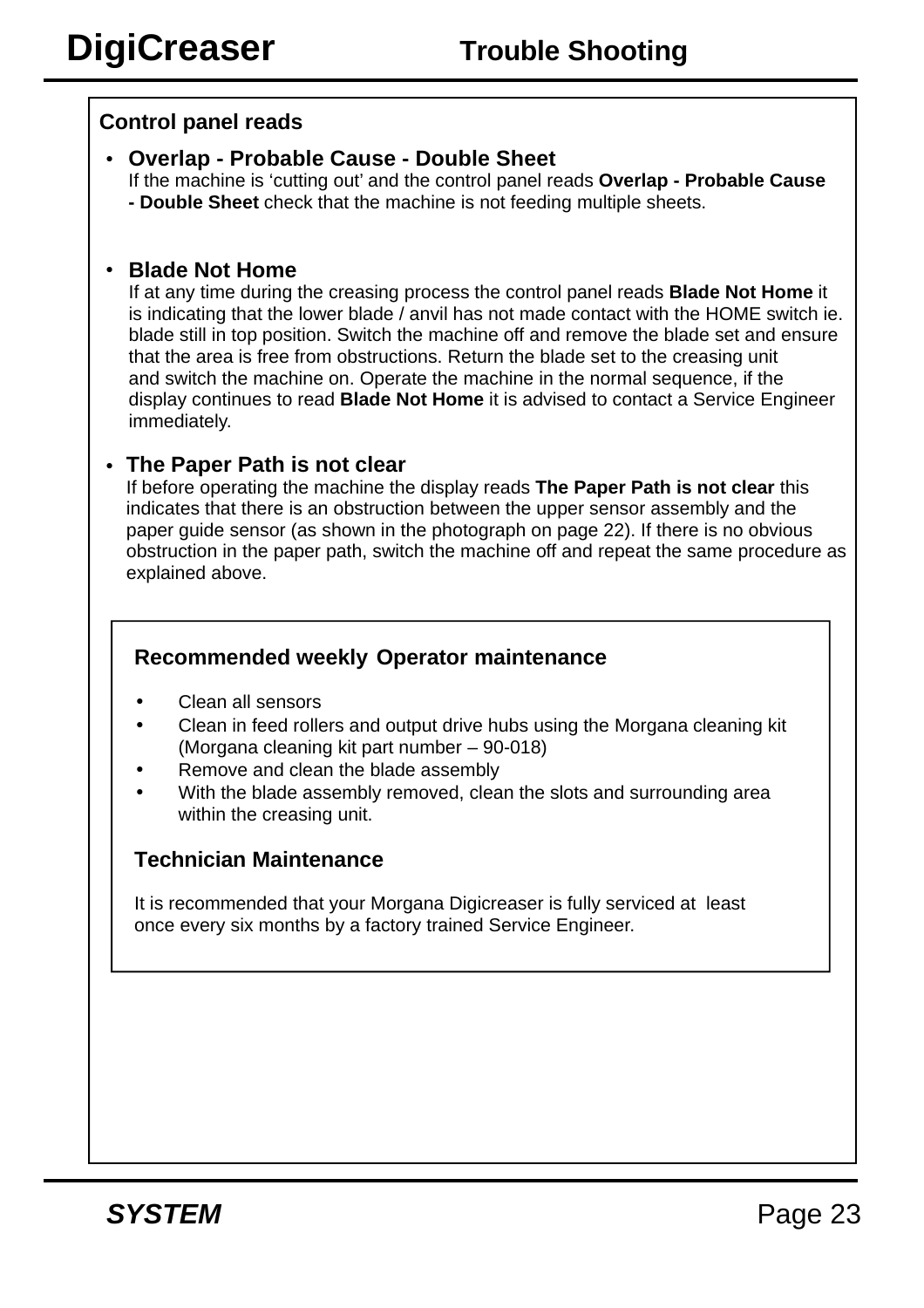## Trouble Shooting

### Control panel reads

- **Overlap - Probable Cause - Double Sheet**
  If the machine is 'cutting out' and the control panel reads **Overlap - Probable Cause - Double Sheet** check that the machine is not feeding multiple sheets.

- **Blade Not Home**
  If at any time during the creasing process the control panel reads **Blade Not Home** it is indicating that the lower blade / anvil has not made contact with the HOME switch ie. blade still in top position. Switch the machine off and remove the blade set and ensure that the area is free from obstructions. Return the blade set to the creasing unit and switch the machine on. Operate the machine in the normal sequence, if the display continues to read **Blade Not Home** it is advised to contact a Service Engineer immediately.

- **The Paper Path is not clear**
  If before operating the machine the display reads **The Paper Path is not clear** this indicates that there is an obstruction between the upper sensor assembly and the paper guide sensor (as shown in the photograph on page 22). If there is no obvious obstruction in the paper path, switch the machine off and repeat the same procedure as explained above.

### Recommended weekly Operator maintenance

- Clean all sensors
- Clean in feed rollers and output drive hubs using the Morgana cleaning kit (Morgana cleaning kit part number – 90-018)
- Remove and clean the blade assembly
- With the blade assembly removed, clean the slots and surrounding area within the creasing unit.

### Technician Maintenance

It is recommended that your Morgana Digicreaser is fully serviced at least once every six months by a factory trained Service Engineer.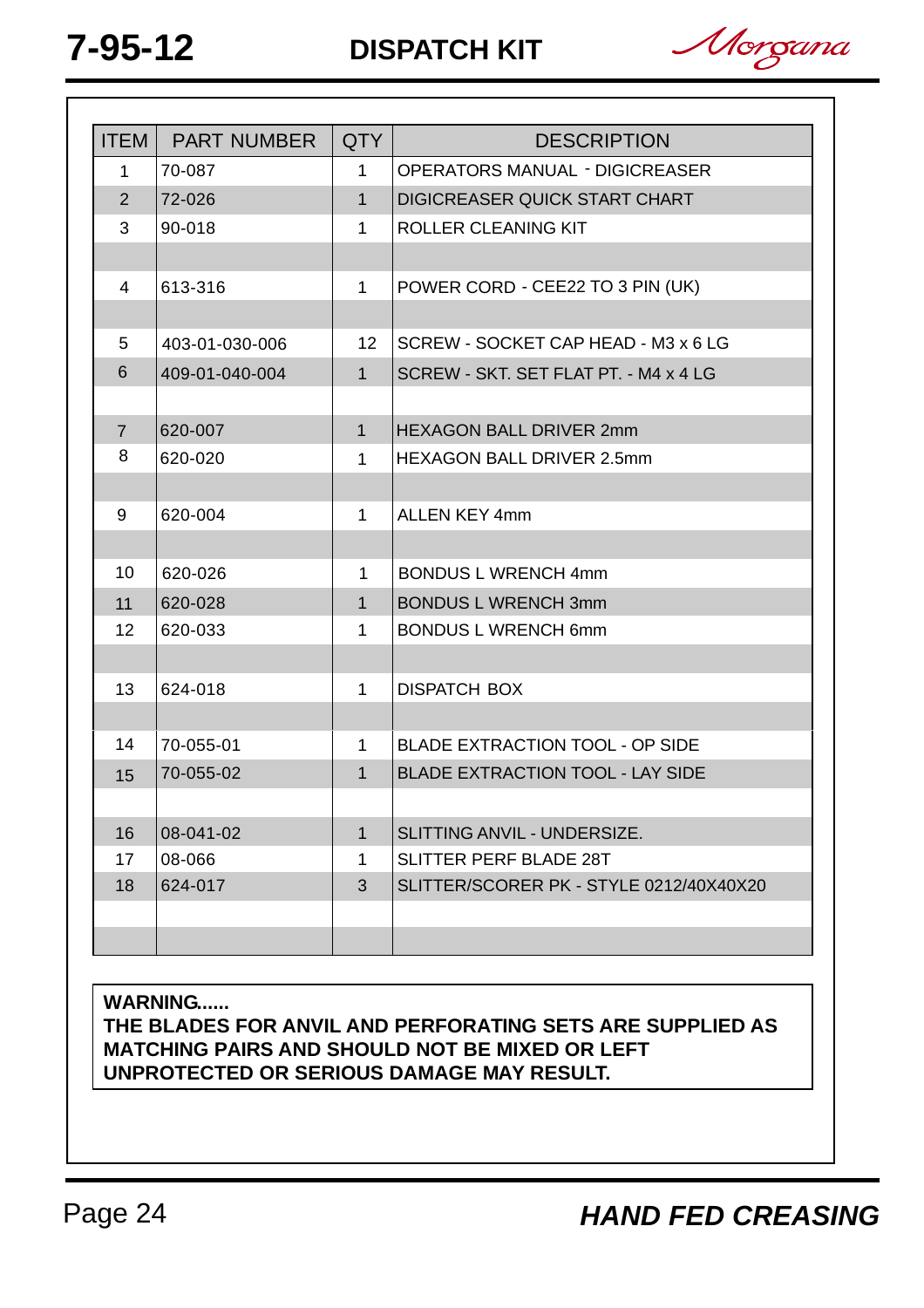# 7-95-12 DISPATCH KIT

| ITEM | PART NUMBER | QTY | DESCRIPTION |
|---|---|---|---|
| 1 | 70-087 | 1 | OPERATORS MANUAL - DIGICREASER |
| 2 | 72-026 | 1 | DIGICREASER QUICK START CHART |
| 3 | 90-018 | 1 | ROLLER CLEANING KIT |
| | | | |
| 4 | 613-316 | 1 | POWER CORD - CEE22 TO 3 PIN (UK) |
| | | | |
| 5 | 403-01-030-006 | 12 | SCREW - SOCKET CAP HEAD - M3 x 6 LG |
| 6 | 409-01-040-004 | 1 | SCREW - SKT. SET FLAT PT. - M4 x 4 LG |
| | | | |
| 7 | 620-007 | 1 | HEXAGON BALL DRIVER 2mm |
| 8 | 620-020 | 1 | HEXAGON BALL DRIVER 2.5mm |
| | | | |
| 9 | 620-004 | 1 | ALLEN KEY 4mm |
| | | | |
| 10 | 620-026 | 1 | BONDUS L WRENCH 4mm |
| 11 | 620-028 | 1 | BONDUS L WRENCH 3mm |
| 12 | 620-033 | 1 | BONDUS L WRENCH 6mm |
| | | | |
| 13 | 624-018 | 1 | DISPATCH BOX |
| | | | |
| 14 | 70-055-01 | 1 | BLADE EXTRACTION TOOL - OP SIDE |
| 15 | 70-055-02 | 1 | BLADE EXTRACTION TOOL - LAY SIDE |
| | | | |
| 16 | 08-041-02 | 1 | SLITTING ANVIL - UNDERSIZE. |
| 17 | 08-066 | 1 | SLITTER PERF BLADE 28T |
| 18 | 624-017 | 3 | SLITTER/SCORER PK - STYLE 0212/40X40X20 |
| | | | |
| | | | |

**WARNING......**
**THE BLADES FOR ANVIL AND PERFORATING SETS ARE SUPPLIED AS MATCHING PAIRS AND SHOULD NOT BE MIXED OR LEFT UNPROTECTED OR SERIOUS DAMAGE MAY RESULT.**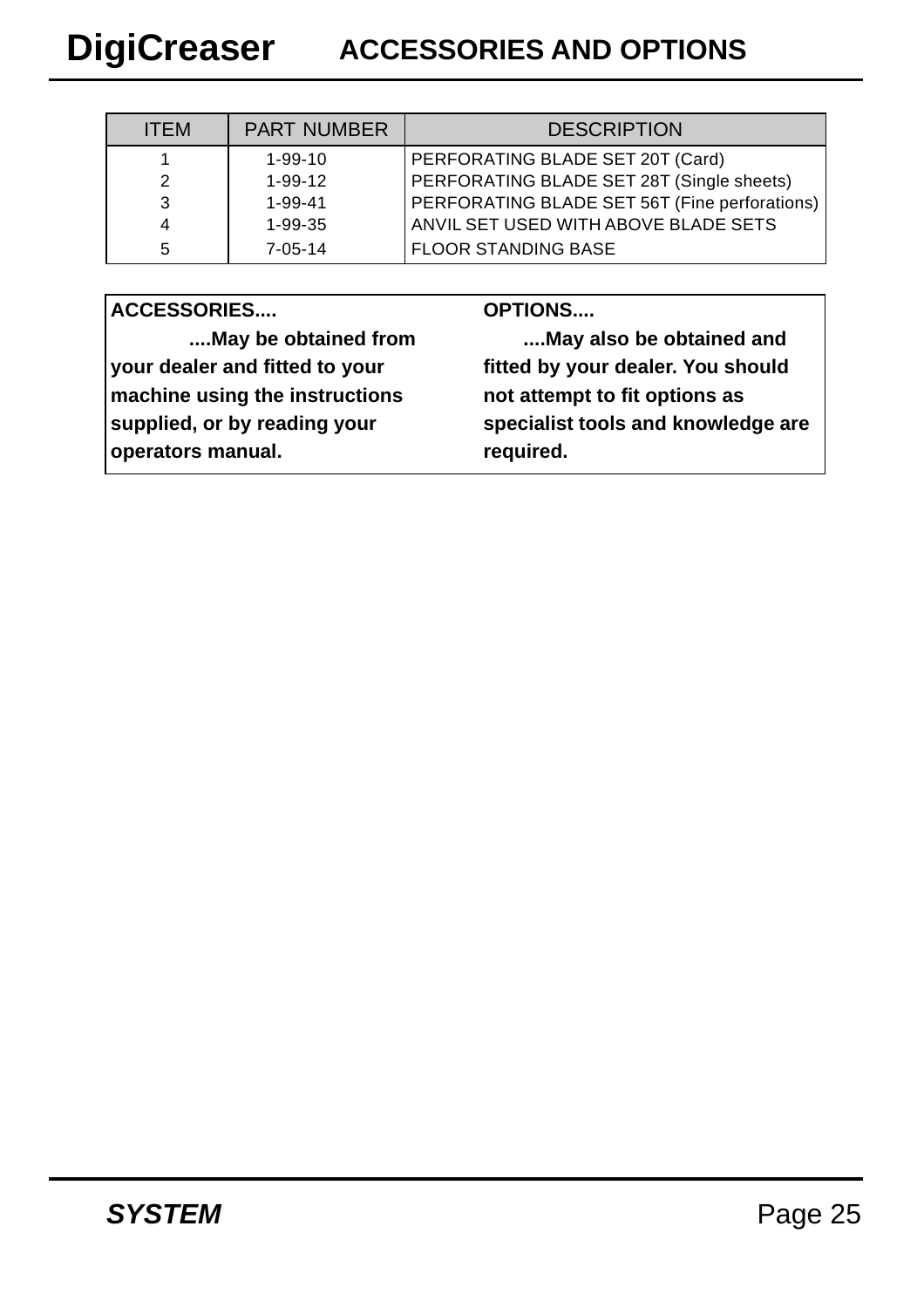# DigiCreaser ACCESSORIES AND OPTIONS

| ITEM | PART NUMBER | DESCRIPTION |
|---|---|---|
| 1 | 1-99-10 | PERFORATING BLADE SET 20T (Card) |
| 2 | 1-99-12 | PERFORATING BLADE SET 28T (Single sheets) |
| 3 | 1-99-41 | PERFORATING BLADE SET 56T (Fine perforations) |
| 4 | 1-99-35 | ANVIL SET USED WITH ABOVE BLADE SETS |
| 5 | 7-05-14 | FLOOR STANDING BASE |

**ACCESSORIES....**

**....May be obtained from your dealer and fitted to your machine using the instructions supplied, or by reading your operators manual.**

**OPTIONS....**

**....May also be obtained and fitted by your dealer. You should not attempt to fit options as specialist tools and knowledge are required.**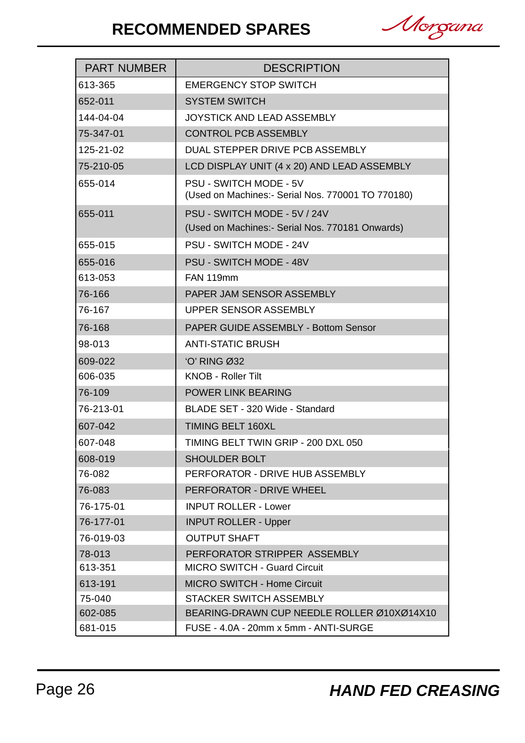# RECOMMENDED SPARES

| PART NUMBER | DESCRIPTION |
|---|---|
| 613-365 | EMERGENCY STOP SWITCH |
| 652-011 | SYSTEM SWITCH |
| 144-04-04 | JOYSTICK AND LEAD ASSEMBLY |
| 75-347-01 | CONTROL PCB ASSEMBLY |
| 125-21-02 | DUAL STEPPER DRIVE PCB ASSEMBLY |
| 75-210-05 | LCD DISPLAY UNIT (4 x 20) AND LEAD ASSEMBLY |
| 655-014 | PSU - SWITCH MODE - 5V<br>(Used on Machines:- Serial Nos. 770001 TO 770180) |
| 655-011 | PSU - SWITCH MODE - 5V / 24V<br>(Used on Machines:- Serial Nos. 770181 Onwards) |
| 655-015 | PSU - SWITCH MODE - 24V |
| 655-016 | PSU - SWITCH MODE - 48V |
| 613-053 | FAN 119mm |
| 76-166 | PAPER JAM SENSOR ASSEMBLY |
| 76-167 | UPPER SENSOR ASSEMBLY |
| 76-168 | PAPER GUIDE ASSEMBLY - Bottom Sensor |
| 98-013 | ANTI-STATIC BRUSH |
| 609-022 | 'O' RING Ø32 |
| 606-035 | KNOB - Roller Tilt |
| 76-109 | POWER LINK BEARING |
| 76-213-01 | BLADE SET - 320 Wide - Standard |
| 607-042 | TIMING BELT 160XL |
| 607-048 | TIMING BELT TWIN GRIP - 200 DXL 050 |
| 608-019 | SHOULDER BOLT |
| 76-082 | PERFORATOR - DRIVE HUB ASSEMBLY |
| 76-083 | PERFORATOR - DRIVE WHEEL |
| 76-175-01 | INPUT ROLLER - Lower |
| 76-177-01 | INPUT ROLLER - Upper |
| 76-019-03 | OUTPUT SHAFT |
| 78-013 | PERFORATOR STRIPPER ASSEMBLY |
| 613-351 | MICRO SWITCH - Guard Circuit |
| 613-191 | MICRO SWITCH - Home Circuit |
| 75-040 | STACKER SWITCH ASSEMBLY |
| 602-085 | BEARING-DRAWN CUP NEEDLE ROLLER Ø10XØ14X10 |
| 681-015 | FUSE - 4.0A - 20mm x 5mm - ANTI-SURGE |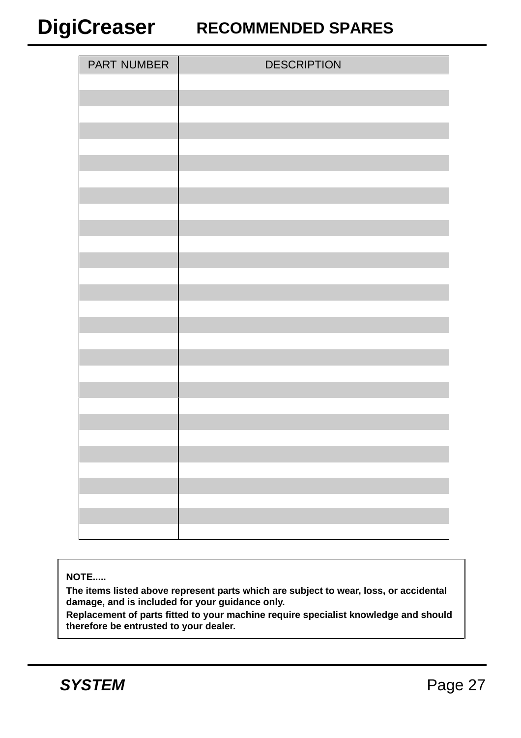# DigiCreaser RECOMMENDED SPARES

| PART NUMBER | DESCRIPTION |
|---|---|
| | |
| | |
| | |
| | |
| | |
| | |
| | |
| | |
| | |
| | |
| | |
| | |
| | |
| | |
| | |
| | |
| | |
| | |
| | |
| | |
| | |
| | |
| | |
| | |
| | |
| | |
| | |
| | |
| | |

**NOTE.....**

**The items listed above represent parts which are subject to wear, loss, or accidental damage, and is included for your guidance only.**

**Replacement of parts fitted to your machine require specialist knowledge and should therefore be entrusted to your dealer.**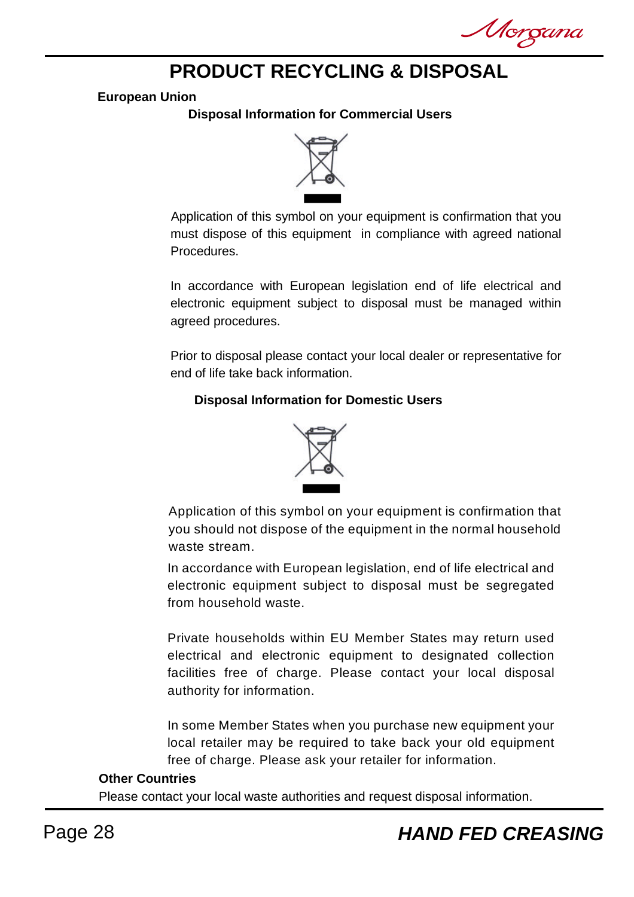# PRODUCT RECYCLING & DISPOSAL

**European Union**

**Disposal Information for Commercial Users**

Application of this symbol on your equipment is confirmation that you must dispose of this equipment in compliance with agreed national Procedures.

In accordance with European legislation end of life electrical and electronic equipment subject to disposal must be managed within agreed procedures.

Prior to disposal please contact your local dealer or representative for end of life take back information.

**Disposal Information for Domestic Users**

Application of this symbol on your equipment is confirmation that you should not dispose of the equipment in the normal household waste stream.

In accordance with European legislation, end of life electrical and electronic equipment subject to disposal must be segregated from household waste.

Private households within EU Member States may return used electrical and electronic equipment to designated collection facilities free of charge. Please contact your local disposal authority for information.

In some Member States when you purchase new equipment your local retailer may be required to take back your old equipment free of charge. Please ask your retailer for information.

**Other Countries**

Please contact your local waste authorities and request disposal information.